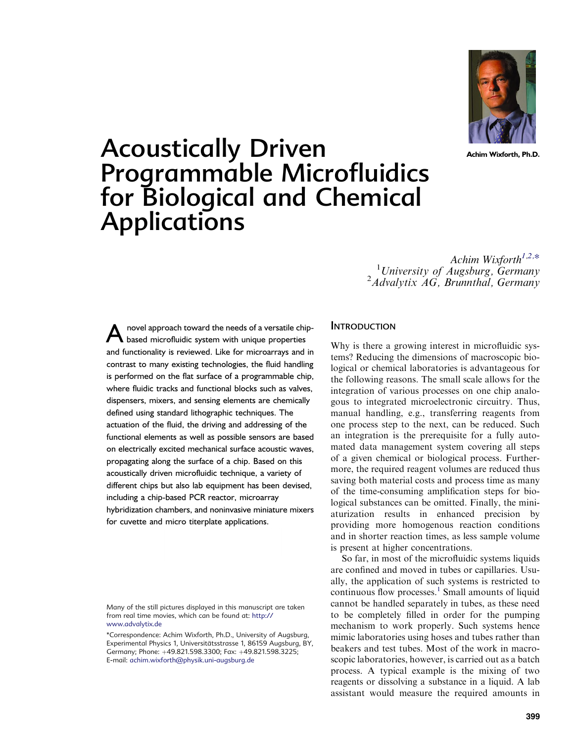Achim Wixforth, Ph.D.

# Acoustically Driven Programmable Microfluidics for Biological and Chemical Applications

*Achim Wixforth*[1,2,*]
[1]*University of Augsburg, Germany*
[2]*Advalytix AG, Brunnthal, Germany*

A novel approach toward the needs of a versatile chip-based microfluidic system with unique properties and functionality is reviewed. Like for microarrays and in contrast to many existing technologies, the fluid handling is performed on the flat surface of a programmable chip, where fluidic tracks and functional blocks such as valves, dispensers, mixers, and sensing elements are chemically defined using standard lithographic techniques. The actuation of the fluid, the driving and addressing of the functional elements as well as possible sensors are based on electrically excited mechanical surface acoustic waves, propagating along the surface of a chip. Based on this acoustically driven microfluidic technique, a variety of different chips but also lab equipment has been devised, including a chip-based PCR reactor, microarray hybridization chambers, and noninvasive miniature mixers for cuvette and micro titerplate applications.

Many of the still pictures displayed in this manuscript are taken from real time movies, which can be found at: http://www.advalytix.de

*Correspondence: Achim Wixforth, Ph.D., University of Augsburg, Experimental Physics 1, Universitätsstrasse 1, 86159 Augsburg, BY, Germany; Phone: +49.821.598.3300; Fax: +49.821.598.3225; E-mail: achim.wixforth@physik.uni-augsburg.de

## Introduction

Why is there a growing interest in microfluidic systems? Reducing the dimensions of macroscopic biological or chemical laboratories is advantageous for the following reasons. The small scale allows for the integration of various processes on one chip analogous to integrated microelectronic circuitry. Thus, manual handling, e.g., transferring reagents from one process step to the next, can be reduced. Such an integration is the prerequisite for a fully automated data management system covering all steps of a given chemical or biological process. Furthermore, the required reagent volumes are reduced thus saving both material costs and process time as many of the time-consuming amplification steps for biological substances can be omitted. Finally, the miniaturization results in enhanced precision by providing more homogenous reaction conditions and in shorter reaction times, as less sample volume is present at higher concentrations.

So far, in most of the microfluidic systems liquids are confined and moved in tubes or capillaries. Usually, the application of such systems is restricted to continuous flow processes.[1] Small amounts of liquid cannot be handled separately in tubes, as these need to be completely filled in order for the pumping mechanism to work properly. Such systems hence mimic laboratories using hoses and tubes rather than beakers and test tubes. Most of the work in macroscopic laboratories, however, is carried out as a batch process. A typical example is the mixing of two reagents or dissolving a substance in a liquid. A lab assistant would measure the required amounts in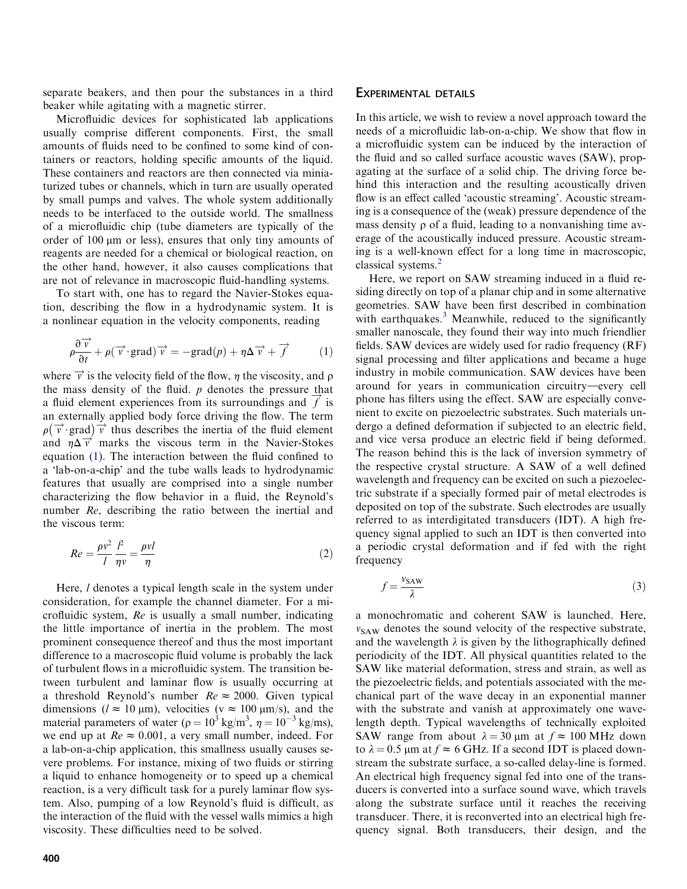separate beakers, and then pour the substances in a third beaker while agitating with a magnetic stirrer.

Microfluidic devices for sophisticated lab applications usually comprise different components. First, the small amounts of fluids need to be confined to some kind of containers or reactors, holding specific amounts of the liquid. These containers and reactors are then connected via miniaturized tubes or channels, which in turn are usually operated by small pumps and valves. The whole system additionally needs to be interfaced to the outside world. The smallness of a microfluidic chip (tube diameters are typically of the order of 100 μm or less), ensures that only tiny amounts of reagents are needed for a chemical or biological reaction, on the other hand, however, it also causes complications that are not of relevance in macroscopic fluid-handling systems.

To start with, one has to regard the Navier-Stokes equation, describing the flow in a hydrodynamic system. It is a nonlinear equation in the velocity components, reading

$$\rho\frac{\partial\vec{v}}{\partial t}+\rho(\vec{v}\cdot\mathrm{grad})\vec{v}=-\mathrm{grad}(p)+\eta\Delta\vec{v}+\vec{f} \qquad (1)$$

where $\vec{v}$ is the velocity field of the flow, $\eta$ the viscosity, and $\rho$ the mass density of the fluid. $p$ denotes the pressure that a fluid element experiences from its surroundings and $\vec{f}$ is an externally applied body force driving the flow. The term $\rho(\vec{v}\cdot\mathrm{grad})\vec{v}$ thus describes the inertia of the fluid element and $\eta\Delta\vec{v}$ marks the viscous term in the Navier-Stokes equation (1). The interaction between the fluid confined to a 'lab-on-a-chip' and the tube walls leads to hydrodynamic features that usually are comprised into a single number characterizing the flow behavior in a fluid, the Reynold's number $Re$, describing the ratio between the inertial and the viscous term:

$$Re=\frac{\rho v^2}{l}\frac{l^2}{\eta v}=\frac{\rho vl}{\eta} \qquad (2)$$

Here, $l$ denotes a typical length scale in the system under consideration, for example the channel diameter. For a microfluidic system, $Re$ is usually a small number, indicating the little importance of inertia in the problem. The most prominent consequence thereof and thus the most important difference to a macroscopic fluid volume is probably the lack of turbulent flows in a microfluidic system. The transition between turbulent and laminar flow is usually occurring at a threshold Reynold's number $Re \approx 2000$. Given typical dimensions ($l \approx 10$ μm), velocities ($v \approx 100$ μm/s), and the material parameters of water ($\rho = 10^3$ kg/m$^3$, $\eta = 10^{-3}$ kg/ms), we end up at $Re \approx 0.001$, a very small number, indeed. For a lab-on-a-chip application, this smallness usually causes severe problems. For instance, mixing of two fluids or stirring a liquid to enhance homogeneity or to speed up a chemical reaction, is a very difficult task for a purely laminar flow system. Also, pumping of a low Reynold's fluid is difficult, as the interaction of the fluid with the vessel walls mimics a high viscosity. These difficulties need to be solved.

## Experimental details

In this article, we wish to review a novel approach toward the needs of a microfluidic lab-on-a-chip. We show that flow in a microfluidic system can be induced by the interaction of the fluid and so called surface acoustic waves (SAW), propagating at the surface of a solid chip. The driving force behind this interaction and the resulting acoustically driven flow is an effect called 'acoustic streaming'. Acoustic streaming is a consequence of the (weak) pressure dependence of the mass density $\rho$ of a fluid, leading to a nonvanishing time average of the acoustically induced pressure. Acoustic streaming is a well-known effect for a long time in macroscopic, classical systems.[2]

Here, we report on SAW streaming induced in a fluid residing directly on top of a planar chip and in some alternative geometries. SAW have been first described in combination with earthquakes.[3] Meanwhile, reduced to the significantly smaller nanoscale, they found their way into much friendlier fields. SAW devices are widely used for radio frequency (RF) signal processing and filter applications and became a huge industry in mobile communication. SAW devices have been around for years in communication circuitry—every cell phone has filters using the effect. SAW are especially convenient to excite on piezoelectric substrates. Such materials undergo a defined deformation if subjected to an electric field, and vice versa produce an electric field if being deformed. The reason behind this is the lack of inversion symmetry of the respective crystal structure. A SAW of a well defined wavelength and frequency can be excited on such a piezoelectric substrate if a specially formed pair of metal electrodes is deposited on top of the substrate. Such electrodes are usually referred to as interdigitated transducers (IDT). A high frequency signal applied to such an IDT is then converted into a periodic crystal deformation and if fed with the right frequency

$$f=\frac{v_{\mathrm{SAW}}}{\lambda} \qquad (3)$$

a monochromatic and coherent SAW is launched. Here, $v_{\mathrm{SAW}}$ denotes the sound velocity of the respective substrate, and the wavelength $\lambda$ is given by the lithographically defined periodicity of the IDT. All physical quantities related to the SAW like material deformation, stress and strain, as well as the piezoelectric fields, and potentials associated with the mechanical part of the wave decay in an exponential manner with the substrate and vanish at approximately one wavelength depth. Typical wavelengths of technically exploited SAW range from about $\lambda = 30$ μm at $f \approx 100$ MHz down to $\lambda = 0.5$ μm at $f \approx 6$ GHz. If a second IDT is placed downstream the substrate surface, a so-called delay-line is formed. An electrical high frequency signal fed into one of the transducers is converted into a surface sound wave, which travels along the substrate surface until it reaches the receiving transducer. There, it is reconverted into an electrical high frequency signal. Both transducers, their design, and the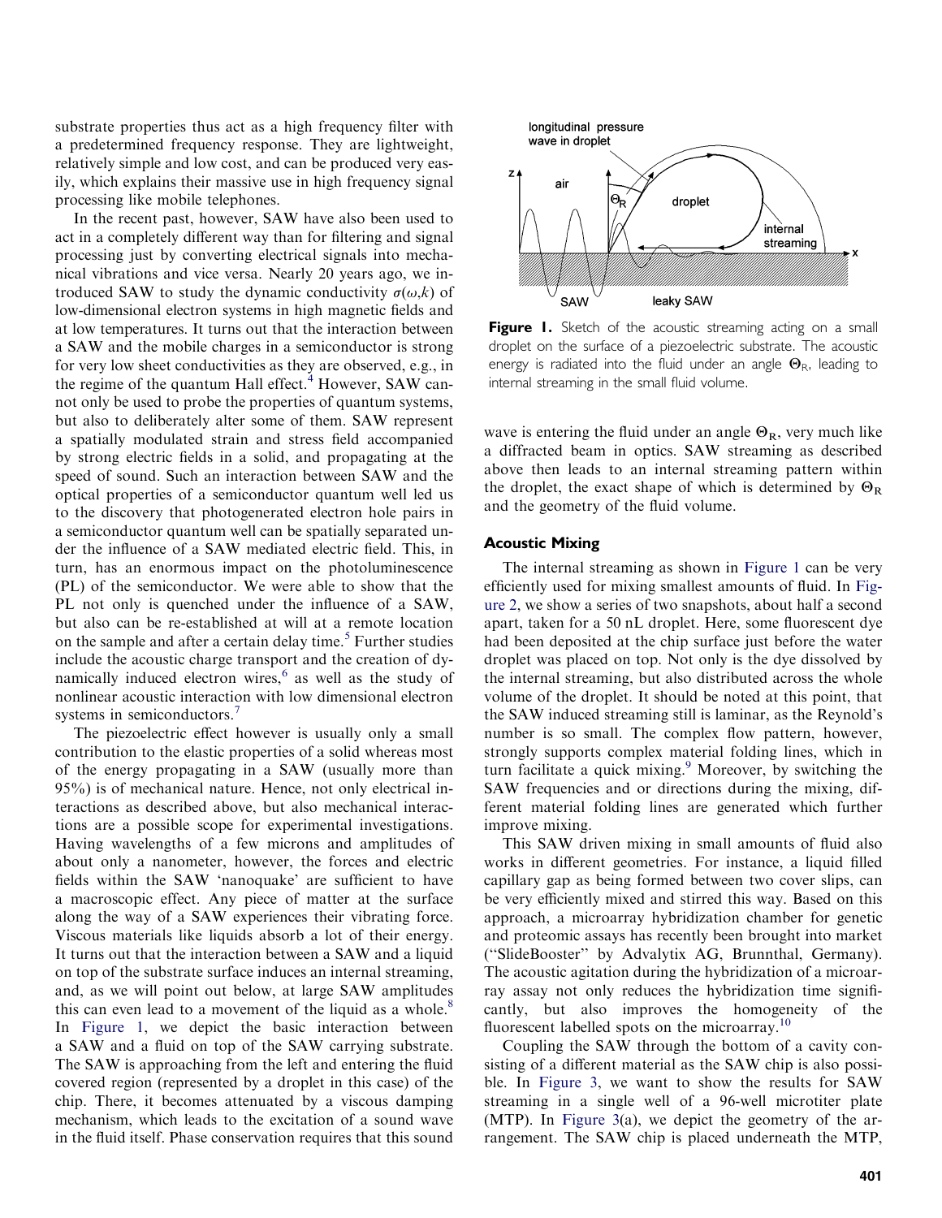substrate properties thus act as a high frequency filter with a predetermined frequency response. They are lightweight, relatively simple and low cost, and can be produced very easily, which explains their massive use in high frequency signal processing like mobile telephones.

In the recent past, however, SAW have also been used to act in a completely different way than for filtering and signal processing just by converting electrical signals into mechanical vibrations and vice versa. Nearly 20 years ago, we introduced SAW to study the dynamic conductivity $\sigma(\omega,k)$ of low-dimensional electron systems in high magnetic fields and at low temperatures. It turns out that the interaction between a SAW and the mobile charges in a semiconductor is strong for very low sheet conductivities as they are observed, e.g., in the regime of the quantum Hall effect.[4] However, SAW cannot only be used to probe the properties of quantum systems, but also to deliberately alter some of them. SAW represent a spatially modulated strain and stress field accompanied by strong electric fields in a solid, and propagating at the speed of sound. Such an interaction between SAW and the optical properties of a semiconductor quantum well led us to the discovery that photogenerated electron hole pairs in a semiconductor quantum well can be spatially separated under the influence of a SAW mediated electric field. This, in turn, has an enormous impact on the photoluminescence (PL) of the semiconductor. We were able to show that the PL not only is quenched under the influence of a SAW, but also can be re-established at will at a remote location on the sample and after a certain delay time.[5] Further studies include the acoustic charge transport and the creation of dynamically induced electron wires,[6] as well as the study of nonlinear acoustic interaction with low dimensional electron systems in semiconductors.[7]

The piezoelectric effect however is usually only a small contribution to the elastic properties of a solid whereas most of the energy propagating in a SAW (usually more than 95%) is of mechanical nature. Hence, not only electrical interactions as described above, but also mechanical interactions are a possible scope for experimental investigations. Having wavelengths of a few microns and amplitudes of about only a nanometer, however, the forces and electric fields within the SAW 'nanoquake' are sufficient to have a macroscopic effect. Any piece of matter at the surface along the way of a SAW experiences their vibrating force. Viscous materials like liquids absorb a lot of their energy. It turns out that the interaction between a SAW and a liquid on top of the substrate surface induces an internal streaming, and, as we will point out below, at large SAW amplitudes this can even lead to a movement of the liquid as a whole.[8] In Figure 1, we depict the basic interaction between a SAW and a fluid on top of the SAW carrying substrate. The SAW is approaching from the left and entering the fluid covered region (represented by a droplet in this case) of the chip. There, it becomes attenuated by a viscous damping mechanism, which leads to the excitation of a sound wave in the fluid itself. Phase conservation requires that this sound wave is entering the fluid under an angle $\Theta_R$, very much like a diffracted beam in optics. SAW streaming as described above then leads to an internal streaming pattern within the droplet, the exact shape of which is determined by $\Theta_R$ and the geometry of the fluid volume.

**Figure 1.** Sketch of the acoustic streaming acting on a small droplet on the surface of a piezoelectric substrate. The acoustic energy is radiated into the fluid under an angle $\Theta_R$, leading to internal streaming in the small fluid volume.

## Acoustic Mixing

The internal streaming as shown in Figure 1 can be very efficiently used for mixing smallest amounts of fluid. In Figure 2, we show a series of two snapshots, about half a second apart, taken for a 50 nL droplet. Here, some fluorescent dye had been deposited at the chip surface just before the water droplet was placed on top. Not only is the dye dissolved by the internal streaming, but also distributed across the whole volume of the droplet. It should be noted at this point, that the SAW induced streaming still is laminar, as the Reynold's number is so small. The complex flow pattern, however, strongly supports complex material folding lines, which in turn facilitate a quick mixing.[9] Moreover, by switching the SAW frequencies and or directions during the mixing, different material folding lines are generated which further improve mixing.

This SAW driven mixing in small amounts of fluid also works in different geometries. For instance, a liquid filled capillary gap as being formed between two cover slips, can be very efficiently mixed and stirred this way. Based on this approach, a microarray hybridization chamber for genetic and proteomic assays has recently been brought into market ("SlideBooster" by Advalytix AG, Brunnthal, Germany). The acoustic agitation during the hybridization of a microarray assay not only reduces the hybridization time significantly, but also improves the homogeneity of the fluorescent labelled spots on the microarray.[10]

Coupling the SAW through the bottom of a cavity consisting of a different material as the SAW chip is also possible. In Figure 3, we want to show the results for SAW streaming in a single well of a 96-well microtiter plate (MTP). In Figure 3(a), we depict the geometry of the arrangement. The SAW chip is placed underneath the MTP,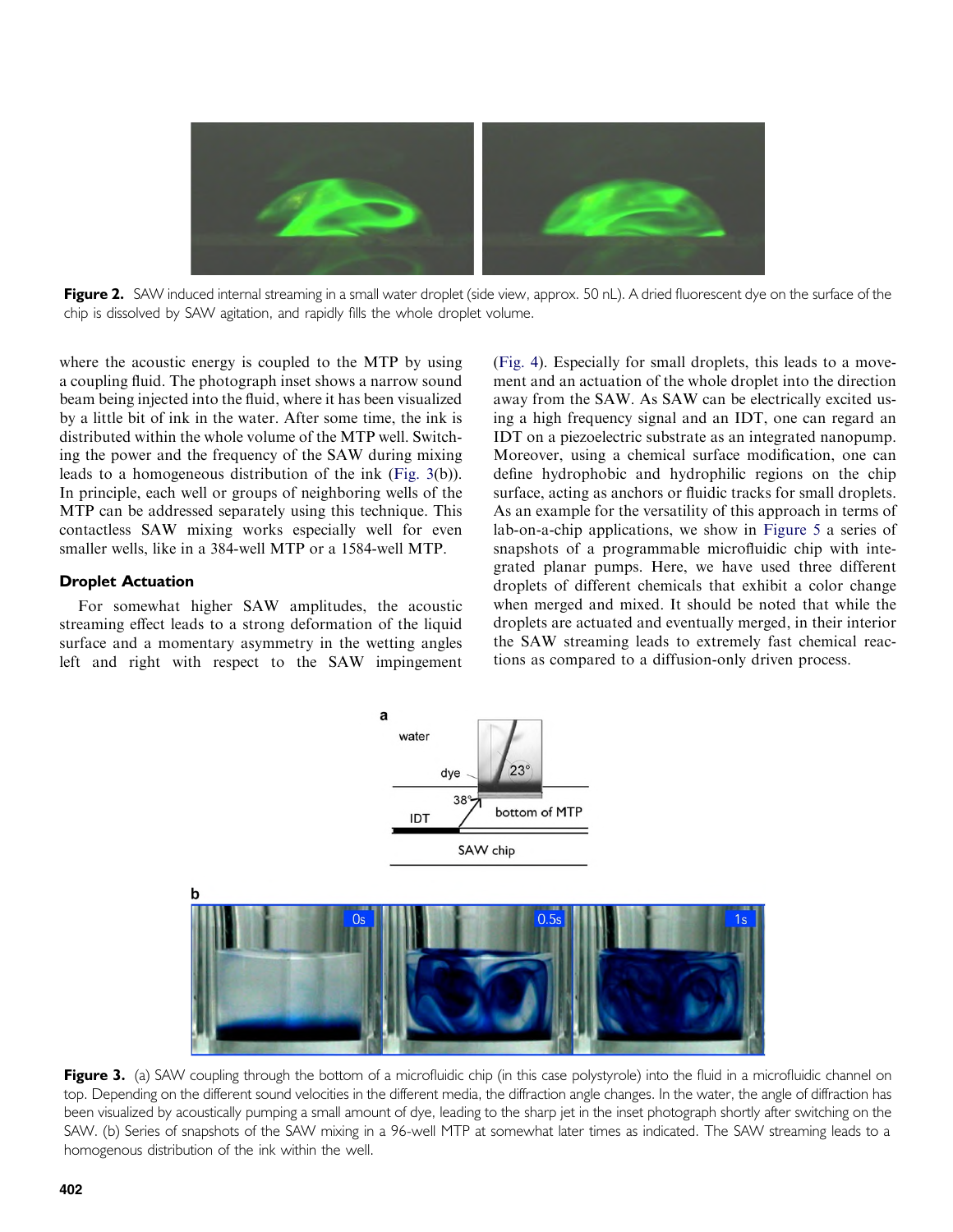Figure 2. SAW induced internal streaming in a small water droplet (side view, approx. 50 nL). A dried fluorescent dye on the surface of the chip is dissolved by SAW agitation, and rapidly fills the whole droplet volume.

where the acoustic energy is coupled to the MTP by using a coupling fluid. The photograph inset shows a narrow sound beam being injected into the fluid, where it has been visualized by a little bit of ink in the water. After some time, the ink is distributed within the whole volume of the MTP well. Switching the power and the frequency of the SAW during mixing leads to a homogeneous distribution of the ink (Fig. 3(b)). In principle, each well or groups of neighboring wells of the MTP can be addressed separately using this technique. This contactless SAW mixing works especially well for even smaller wells, like in a 384-well MTP or a 1584-well MTP.

### Droplet Actuation

For somewhat higher SAW amplitudes, the acoustic streaming effect leads to a strong deformation of the liquid surface and a momentary asymmetry in the wetting angles left and right with respect to the SAW impingement (Fig. 4). Especially for small droplets, this leads to a movement and an actuation of the whole droplet into the direction away from the SAW. As SAW can be electrically excited using a high frequency signal and an IDT, one can regard an IDT on a piezoelectric substrate as an integrated nanopump. Moreover, using a chemical surface modification, one can define hydrophobic and hydrophilic regions on the chip surface, acting as anchors or fluidic tracks for small droplets. As an example for the versatility of this approach in terms of lab-on-a-chip applications, we show in Figure 5 a series of snapshots of a programmable microfluidic chip with integrated planar pumps. Here, we have used three different droplets of different chemicals that exhibit a color change when merged and mixed. It should be noted that while the droplets are actuated and eventually merged, in their interior the SAW streaming leads to extremely fast chemical reactions as compared to a diffusion-only driven process.

a

water

dye

23°

38°

IDT

bottom of MTP

SAW chip

b

0s

0.5s

1s

Figure 3. (a) SAW coupling through the bottom of a microfluidic chip (in this case polystyrole) into the fluid in a microfluidic channel on top. Depending on the different sound velocities in the different media, the diffraction angle changes. In the water, the angle of diffraction has been visualized by acoustically pumping a small amount of dye, leading to the sharp jet in the inset photograph shortly after switching on the SAW. (b) Series of snapshots of the SAW mixing in a 96-well MTP at somewhat later times as indicated. The SAW streaming leads to a homogenous distribution of the ink within the well.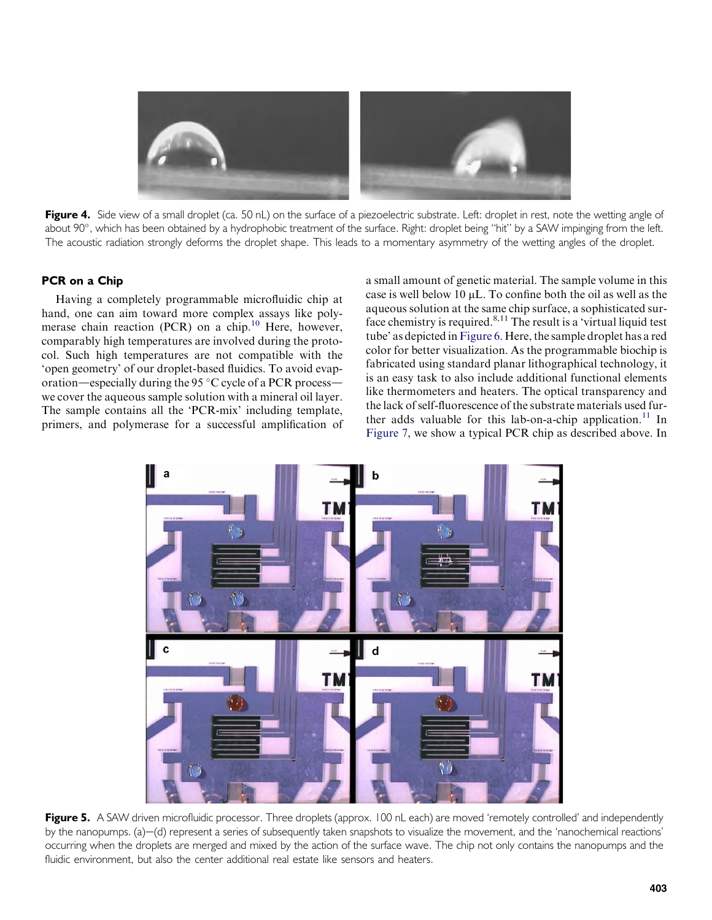Figure 4. Side view of a small droplet (ca. 50 nL) on the surface of a piezoelectric substrate. Left: droplet in rest, note the wetting angle of about 90°, which has been obtained by a hydrophobic treatment of the surface. Right: droplet being "hit" by a SAW impinging from the left. The acoustic radiation strongly deforms the droplet shape. This leads to a momentary asymmetry of the wetting angles of the droplet.

## PCR on a Chip

Having a completely programmable microfluidic chip at hand, one can aim toward more complex assays like polymerase chain reaction (PCR) on a chip.[10] Here, however, comparably high temperatures are involved during the protocol. Such high temperatures are not compatible with the 'open geometry' of our droplet-based fluidics. To avoid evaporation—especially during the 95 °C cycle of a PCR process—we cover the aqueous sample solution with a mineral oil layer. The sample contains all the 'PCR-mix' including template, primers, and polymerase for a successful amplification of a small amount of genetic material. The sample volume in this case is well below 10 μL. To confine both the oil as well as the aqueous solution at the same chip surface, a sophisticated surface chemistry is required.[8,11] The result is a 'virtual liquid test tube' as depicted in Figure 6. Here, the sample droplet has a red color for better visualization. As the programmable biochip is fabricated using standard planar lithographical technology, it is an easy task to also include additional functional elements like thermometers and heaters. The optical transparency and the lack of self-fluorescence of the substrate materials used further adds valuable for this lab-on-a-chip application.[11] In Figure 7, we show a typical PCR chip as described above. In

Figure 5. A SAW driven microfluidic processor. Three droplets (approx. 100 nL each) are moved 'remotely controlled' and independently by the nanopumps. (a)–(d) represent a series of subsequently taken snapshots to visualize the movement, and the 'nanochemical reactions' occurring when the droplets are merged and mixed by the action of the surface wave. The chip not only contains the nanopumps and the fluidic environment, but also the center additional real estate like sensors and heaters.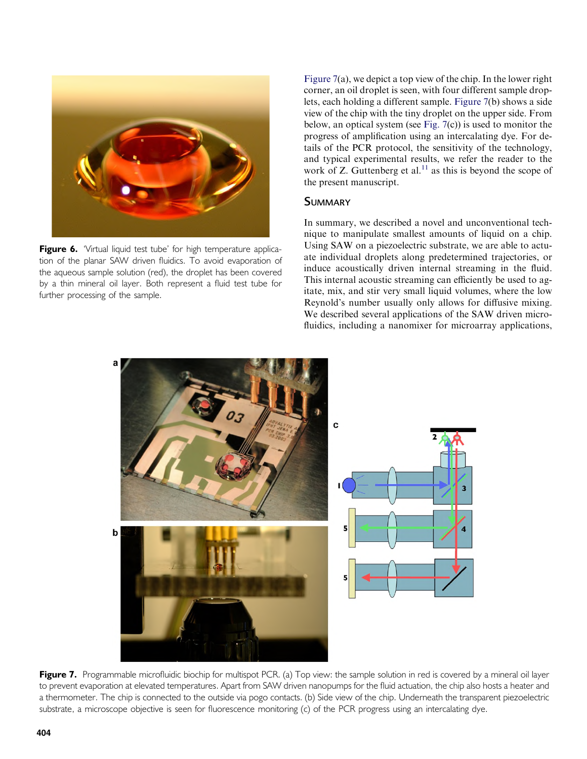**Figure 6.** 'Virtual liquid test tube' for high temperature application of the planar SAW driven fluidics. To avoid evaporation of the aqueous sample solution (red), the droplet has been covered by a thin mineral oil layer. Both represent a fluid test tube for further processing of the sample.

Figure 7(a), we depict a top view of the chip. In the lower right corner, an oil droplet is seen, with four different sample droplets, each holding a different sample. Figure 7(b) shows a side view of the chip with the tiny droplet on the upper side. From below, an optical system (see Fig. 7(c)) is used to monitor the progress of amplification using an intercalating dye. For details of the PCR protocol, the sensitivity of the technology, and typical experimental results, we refer the reader to the work of Z. Guttenberg et al.[11] as this is beyond the scope of the present manuscript.

## Summary

In summary, we described a novel and unconventional technique to manipulate smallest amounts of liquid on a chip. Using SAW on a piezoelectric substrate, we are able to actuate individual droplets along predetermined trajectories, or induce acoustically driven internal streaming in the fluid. This internal acoustic streaming can efficiently be used to agitate, mix, and stir very small liquid volumes, where the low Reynold's number usually only allows for diffusive mixing. We described several applications of the SAW driven microfluidics, including a nanomixer for microarray applications,

**Figure 7.** Programmable microfluidic biochip for multispot PCR. (a) Top view: the sample solution in red is covered by a mineral oil layer to prevent evaporation at elevated temperatures. Apart from SAW driven nanopumps for the fluid actuation, the chip also hosts a heater and a thermometer. The chip is connected to the outside via pogo contacts. (b) Side view of the chip. Underneath the transparent piezoelectric substrate, a microscope objective is seen for fluorescence monitoring (c) of the PCR progress using an intercalating dye.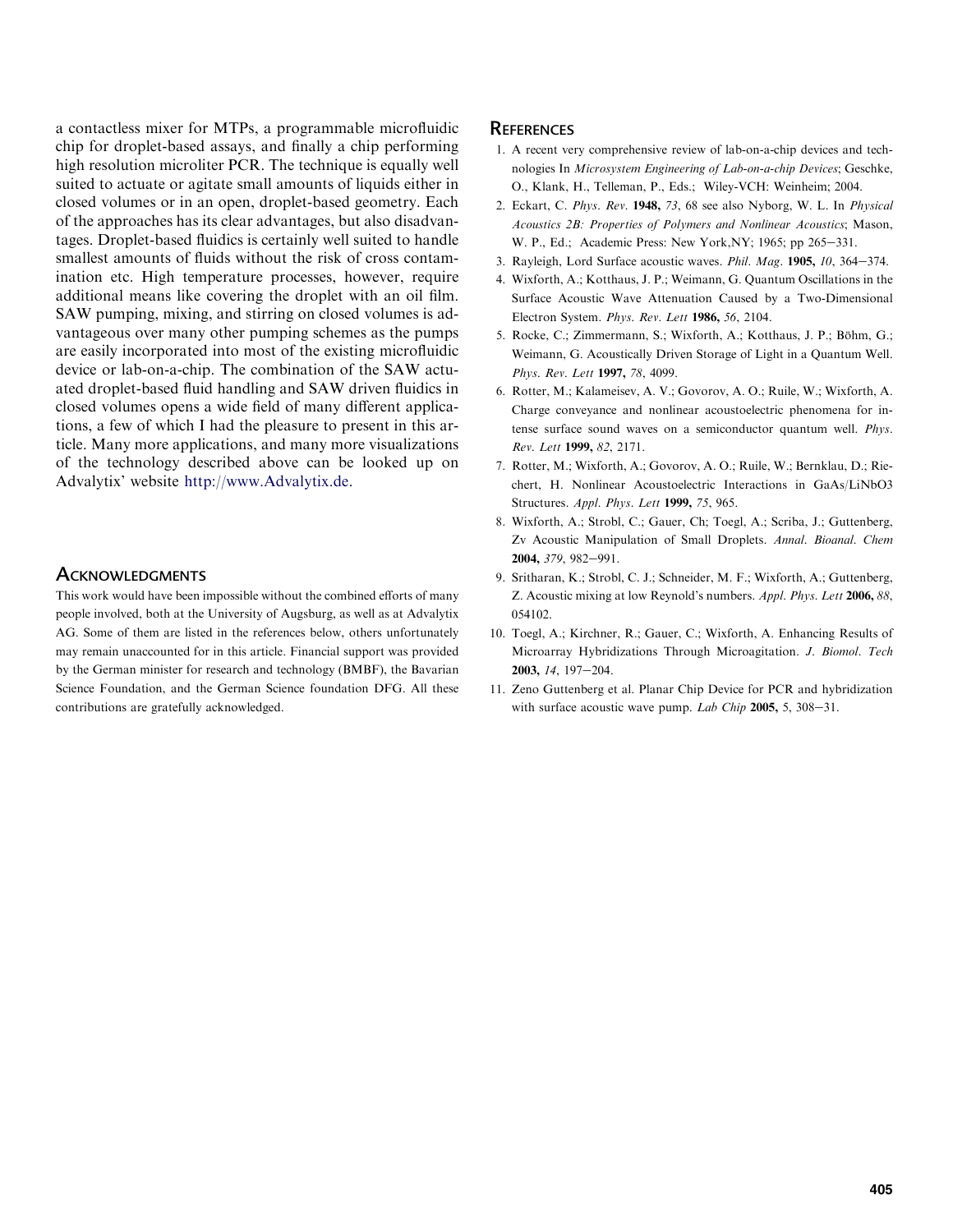a contactless mixer for MTPs, a programmable microfluidic chip for droplet-based assays, and finally a chip performing high resolution microliter PCR. The technique is equally well suited to actuate or agitate small amounts of liquids either in closed volumes or in an open, droplet-based geometry. Each of the approaches has its clear advantages, but also disadvantages. Droplet-based fluidics is certainly well suited to handle smallest amounts of fluids without the risk of cross contamination etc. High temperature processes, however, require additional means like covering the droplet with an oil film. SAW pumping, mixing, and stirring on closed volumes is advantageous over many other pumping schemes as the pumps are easily incorporated into most of the existing microfluidic device or lab-on-a-chip. The combination of the SAW actuated droplet-based fluid handling and SAW driven fluidics in closed volumes opens a wide field of many different applications, a few of which I had the pleasure to present in this article. Many more applications, and many more visualizations of the technology described above can be looked up on Advalytix' website http://www.Advalytix.de.

## Acknowledgments

This work would have been impossible without the combined efforts of many people involved, both at the University of Augsburg, as well as at Advalytix AG. Some of them are listed in the references below, others unfortunately may remain unaccounted for in this article. Financial support was provided by the German minister for research and technology (BMBF), the Bavarian Science Foundation, and the German Science foundation DFG. All these contributions are gratefully acknowledged.

## References

1. A recent very comprehensive review of lab-on-a-chip devices and technologies In *Microsystem Engineering of Lab-on-a-chip Devices*; Geschke, O., Klank, H., Telleman, P., Eds.; Wiley-VCH: Weinheim; 2004.
2. Eckart, C. *Phys. Rev.* **1948,** *73*, 68 see also Nyborg, W. L. In *Physical Acoustics 2B: Properties of Polymers and Nonlinear Acoustics*; Mason, W. P., Ed.; Academic Press: New York,NY; 1965; pp 265–331.
3. Rayleigh, Lord Surface acoustic waves. *Phil. Mag.* **1905,** *10*, 364–374.
4. Wixforth, A.; Kotthaus, J. P.; Weimann, G. Quantum Oscillations in the Surface Acoustic Wave Attenuation Caused by a Two-Dimensional Electron System. *Phys. Rev. Lett* **1986,** *56*, 2104.
5. Rocke, C.; Zimmermann, S.; Wixforth, A.; Kotthaus, J. P.; Böhm, G.; Weimann, G. Acoustically Driven Storage of Light in a Quantum Well. *Phys. Rev. Lett* **1997,** *78*, 4099.
6. Rotter, M.; Kalameisev, A. V.; Govorov, A. O.; Ruile, W.; Wixforth, A. Charge conveyance and nonlinear acoustoelectric phenomena for intense surface sound waves on a semiconductor quantum well. *Phys. Rev. Lett* **1999,** *82*, 2171.
7. Rotter, M.; Wixforth, A.; Govorov, A. O.; Ruile, W.; Bernklau, D.; Riechert, H. Nonlinear Acoustoelectric Interactions in GaAs/LiNbO3 Structures. *Appl. Phys. Lett* **1999,** *75*, 965.
8. Wixforth, A.; Strobl, C.; Gauer, Ch; Toegl, A.; Scriba, J.; Guttenberg, Zv Acoustic Manipulation of Small Droplets. *Annal. Bioanal. Chem* **2004,** *379*, 982–991.
9. Sritharan, K.; Strobl, C. J.; Schneider, M. F.; Wixforth, A.; Guttenberg, Z. Acoustic mixing at low Reynold's numbers. *Appl. Phys. Lett* **2006,** *88*, 054102.
10. Toegl, A.; Kirchner, R.; Gauer, C.; Wixforth, A. Enhancing Results of Microarray Hybridizations Through Microagitation. *J. Biomol. Tech* **2003,** *14*, 197–204.
11. Zeno Guttenberg et al. Planar Chip Device for PCR and hybridization with surface acoustic wave pump. *Lab Chip* **2005,** 5, 308–31.